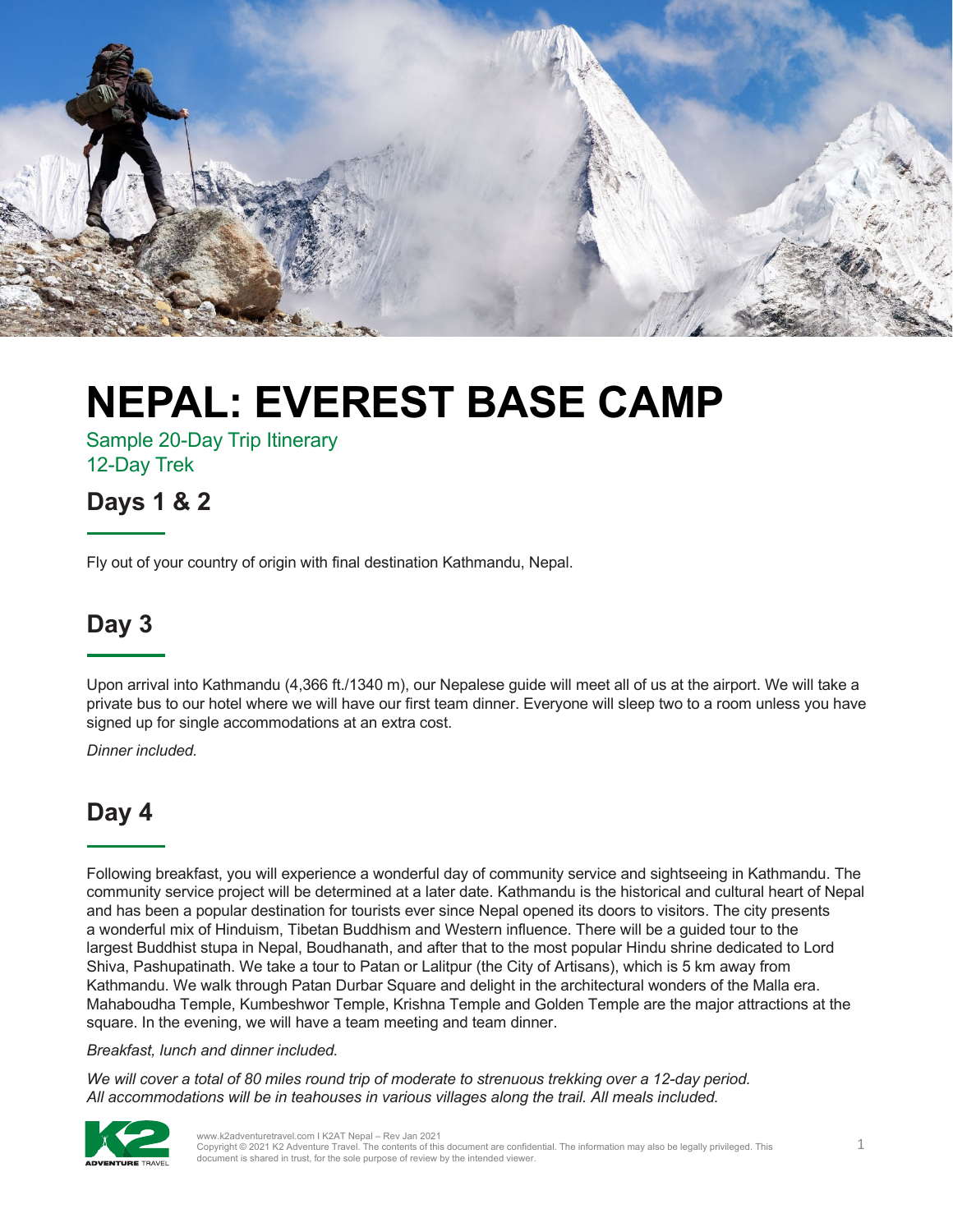# NEPAL: EVEREST BASE CAMP

Sample 20-Day Trip Itinerary
12-Day Trek

## Days 1 & 2

Fly out of your country of origin with final destination Kathmandu, Nepal.

## Day 3

Upon arrival into Kathmandu (4,366 ft./1340 m), our Nepalese guide will meet all of us at the airport. We will take a private bus to our hotel where we will have our first team dinner. Everyone will sleep two to a room unless you have signed up for single accommodations at an extra cost.

*Dinner included.*

## Day 4

Following breakfast, you will experience a wonderful day of community service and sightseeing in Kathmandu. The community service project will be determined at a later date. Kathmandu is the historical and cultural heart of Nepal and has been a popular destination for tourists ever since Nepal opened its doors to visitors. The city presents a wonderful mix of Hinduism, Tibetan Buddhism and Western influence. There will be a guided tour to the largest Buddhist stupa in Nepal, Boudhanath, and after that to the most popular Hindu shrine dedicated to Lord Shiva, Pashupatinath. We take a tour to Patan or Lalitpur (the City of Artisans), which is 5 km away from Kathmandu. We walk through Patan Durbar Square and delight in the architectural wonders of the Malla era. Mahaboudha Temple, Kumbeshwor Temple, Krishna Temple and Golden Temple are the major attractions at the square. In the evening, we will have a team meeting and team dinner.

*Breakfast, lunch and dinner included.*

*We will cover a total of 80 miles round trip of moderate to strenuous trekking over a 12-day period. All accommodations will be in teahouses in various villages along the trail. All meals included.*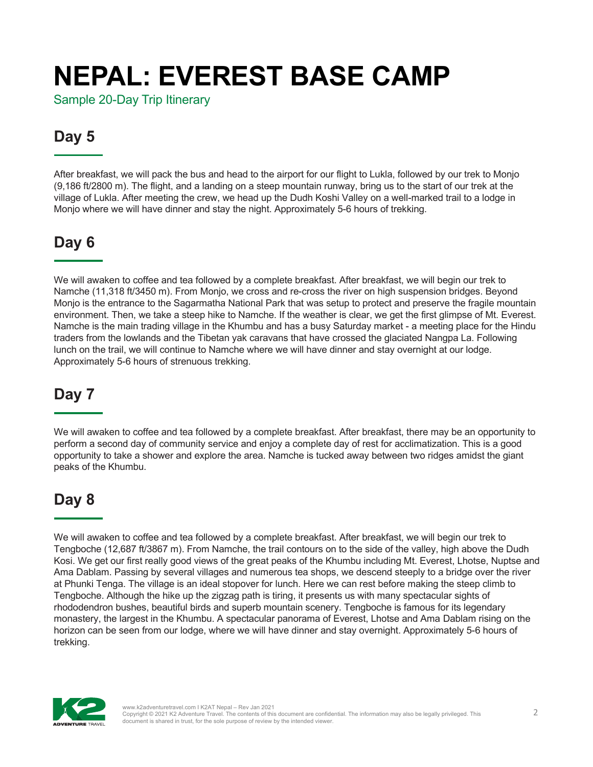# NEPAL: EVEREST BASE CAMP

Sample 20-Day Trip Itinerary

## Day 5

After breakfast, we will pack the bus and head to the airport for our flight to Lukla, followed by our trek to Monjo (9,186 ft/2800 m). The flight, and a landing on a steep mountain runway, bring us to the start of our trek at the village of Lukla. After meeting the crew, we head up the Dudh Koshi Valley on a well-marked trail to a lodge in Monjo where we will have dinner and stay the night. Approximately 5-6 hours of trekking.

## Day 6

We will awaken to coffee and tea followed by a complete breakfast. After breakfast, we will begin our trek to Namche (11,318 ft/3450 m). From Monjo, we cross and re-cross the river on high suspension bridges. Beyond Monjo is the entrance to the Sagarmatha National Park that was setup to protect and preserve the fragile mountain environment. Then, we take a steep hike to Namche. If the weather is clear, we get the first glimpse of Mt. Everest. Namche is the main trading village in the Khumbu and has a busy Saturday market - a meeting place for the Hindu traders from the lowlands and the Tibetan yak caravans that have crossed the glaciated Nangpa La. Following lunch on the trail, we will continue to Namche where we will have dinner and stay overnight at our lodge. Approximately 5-6 hours of strenuous trekking.

## Day 7

We will awaken to coffee and tea followed by a complete breakfast. After breakfast, there may be an opportunity to perform a second day of community service and enjoy a complete day of rest for acclimatization. This is a good opportunity to take a shower and explore the area. Namche is tucked away between two ridges amidst the giant peaks of the Khumbu.

## Day 8

We will awaken to coffee and tea followed by a complete breakfast. After breakfast, we will begin our trek to Tengboche (12,687 ft/3867 m). From Namche, the trail contours on to the side of the valley, high above the Dudh Kosi. We get our first really good views of the great peaks of the Khumbu including Mt. Everest, Lhotse, Nuptse and Ama Dablam. Passing by several villages and numerous tea shops, we descend steeply to a bridge over the river at Phunki Tenga. The village is an ideal stopover for lunch. Here we can rest before making the steep climb to Tengboche. Although the hike up the zigzag path is tiring, it presents us with many spectacular sights of rhododendron bushes, beautiful birds and superb mountain scenery. Tengboche is famous for its legendary monastery, the largest in the Khumbu. A spectacular panorama of Everest, Lhotse and Ama Dablam rising on the horizon can be seen from our lodge, where we will have dinner and stay overnight. Approximately 5-6 hours of trekking.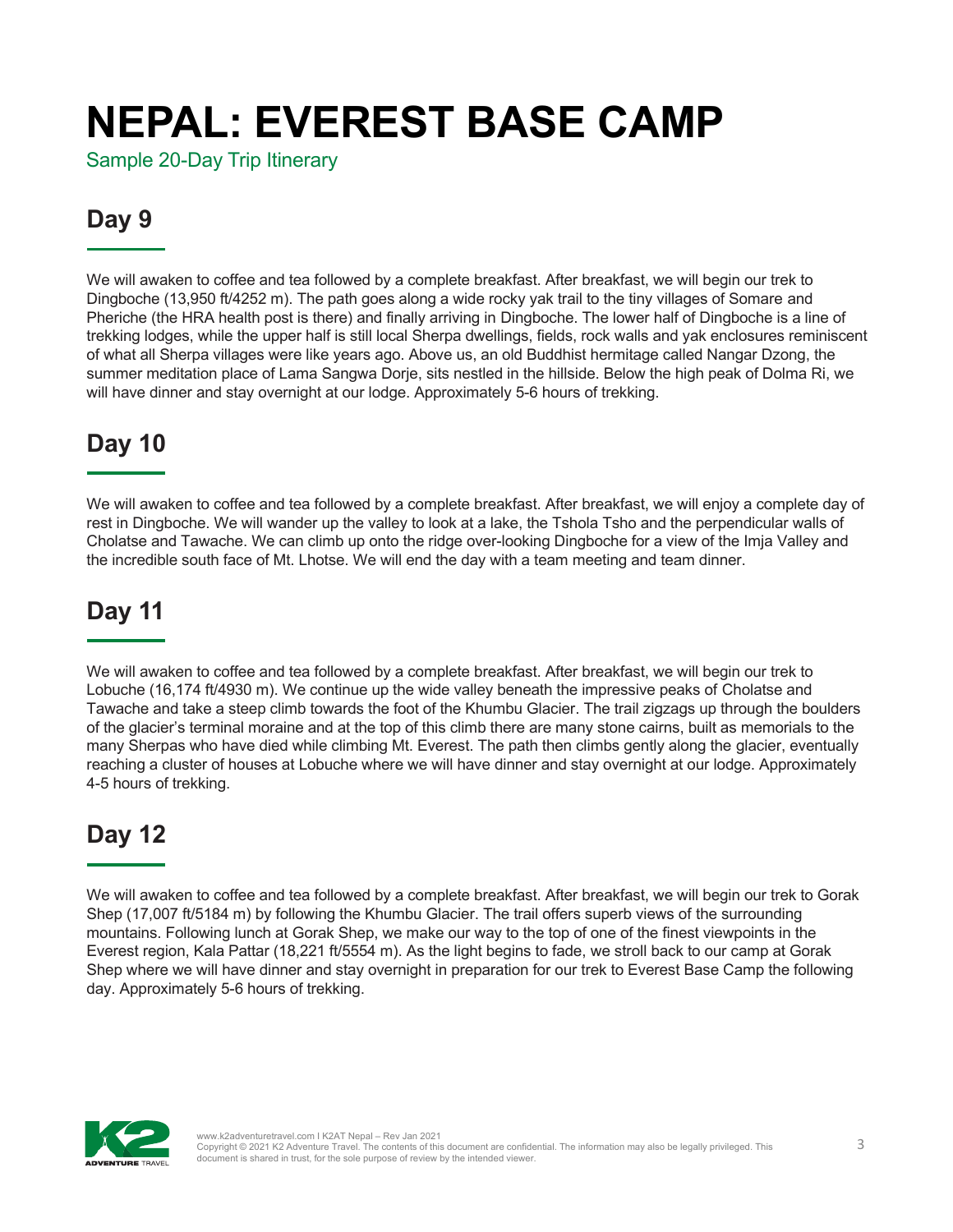# NEPAL: EVEREST BASE CAMP

Sample 20-Day Trip Itinerary

## Day 9

We will awaken to coffee and tea followed by a complete breakfast. After breakfast, we will begin our trek to Dingboche (13,950 ft/4252 m). The path goes along a wide rocky yak trail to the tiny villages of Somare and Pheriche (the HRA health post is there) and finally arriving in Dingboche. The lower half of Dingboche is a line of trekking lodges, while the upper half is still local Sherpa dwellings, fields, rock walls and yak enclosures reminiscent of what all Sherpa villages were like years ago. Above us, an old Buddhist hermitage called Nangar Dzong, the summer meditation place of Lama Sangwa Dorje, sits nestled in the hillside. Below the high peak of Dolma Ri, we will have dinner and stay overnight at our lodge. Approximately 5-6 hours of trekking.

## Day 10

We will awaken to coffee and tea followed by a complete breakfast. After breakfast, we will enjoy a complete day of rest in Dingboche. We will wander up the valley to look at a lake, the Tshola Tsho and the perpendicular walls of Cholatse and Tawache. We can climb up onto the ridge over-looking Dingboche for a view of the Imja Valley and the incredible south face of Mt. Lhotse. We will end the day with a team meeting and team dinner.

## Day 11

We will awaken to coffee and tea followed by a complete breakfast. After breakfast, we will begin our trek to Lobuche (16,174 ft/4930 m). We continue up the wide valley beneath the impressive peaks of Cholatse and Tawache and take a steep climb towards the foot of the Khumbu Glacier. The trail zigzags up through the boulders of the glacier's terminal moraine and at the top of this climb there are many stone cairns, built as memorials to the many Sherpas who have died while climbing Mt. Everest. The path then climbs gently along the glacier, eventually reaching a cluster of houses at Lobuche where we will have dinner and stay overnight at our lodge. Approximately 4-5 hours of trekking.

## Day 12

We will awaken to coffee and tea followed by a complete breakfast. After breakfast, we will begin our trek to Gorak Shep (17,007 ft/5184 m) by following the Khumbu Glacier. The trail offers superb views of the surrounding mountains. Following lunch at Gorak Shep, we make our way to the top of one of the finest viewpoints in the Everest region, Kala Pattar (18,221 ft/5554 m). As the light begins to fade, we stroll back to our camp at Gorak Shep where we will have dinner and stay overnight in preparation for our trek to Everest Base Camp the following day. Approximately 5-6 hours of trekking.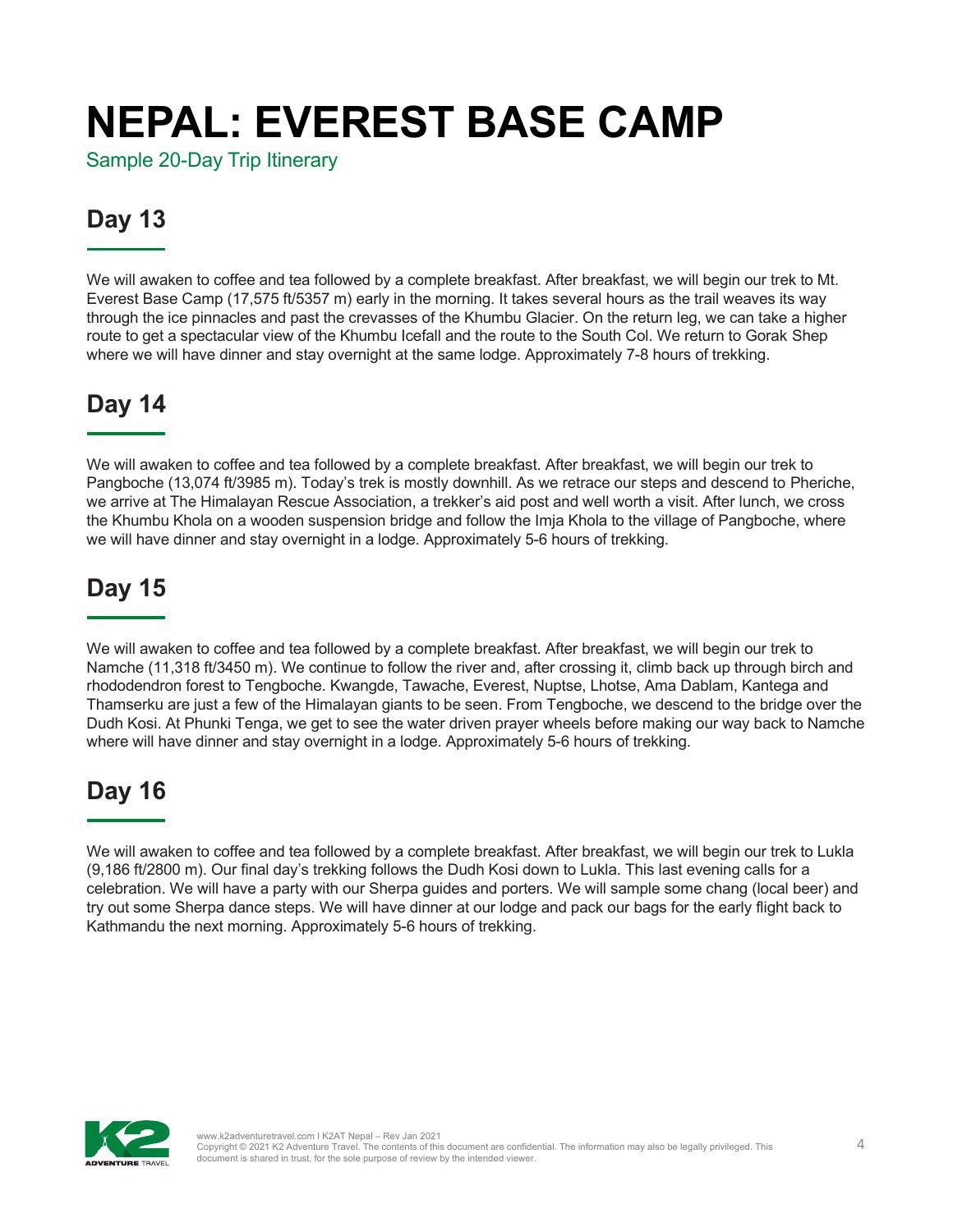# NEPAL: EVEREST BASE CAMP

Sample 20-Day Trip Itinerary

## Day 13

We will awaken to coffee and tea followed by a complete breakfast. After breakfast, we will begin our trek to Mt. Everest Base Camp (17,575 ft/5357 m) early in the morning. It takes several hours as the trail weaves its way through the ice pinnacles and past the crevasses of the Khumbu Glacier. On the return leg, we can take a higher route to get a spectacular view of the Khumbu Icefall and the route to the South Col. We return to Gorak Shep where we will have dinner and stay overnight at the same lodge. Approximately 7-8 hours of trekking.

## Day 14

We will awaken to coffee and tea followed by a complete breakfast. After breakfast, we will begin our trek to Pangboche (13,074 ft/3985 m). Today's trek is mostly downhill. As we retrace our steps and descend to Pheriche, we arrive at The Himalayan Rescue Association, a trekker's aid post and well worth a visit. After lunch, we cross the Khumbu Khola on a wooden suspension bridge and follow the Imja Khola to the village of Pangboche, where we will have dinner and stay overnight in a lodge. Approximately 5-6 hours of trekking.

## Day 15

We will awaken to coffee and tea followed by a complete breakfast. After breakfast, we will begin our trek to Namche (11,318 ft/3450 m). We continue to follow the river and, after crossing it, climb back up through birch and rhododendron forest to Tengboche. Kwangde, Tawache, Everest, Nuptse, Lhotse, Ama Dablam, Kantega and Thamserku are just a few of the Himalayan giants to be seen. From Tengboche, we descend to the bridge over the Dudh Kosi. At Phunki Tenga, we get to see the water driven prayer wheels before making our way back to Namche where will have dinner and stay overnight in a lodge. Approximately 5-6 hours of trekking.

## Day 16

We will awaken to coffee and tea followed by a complete breakfast. After breakfast, we will begin our trek to Lukla (9,186 ft/2800 m). Our final day's trekking follows the Dudh Kosi down to Lukla. This last evening calls for a celebration. We will have a party with our Sherpa guides and porters. We will sample some chang (local beer) and try out some Sherpa dance steps. We will have dinner at our lodge and pack our bags for the early flight back to Kathmandu the next morning. Approximately 5-6 hours of trekking.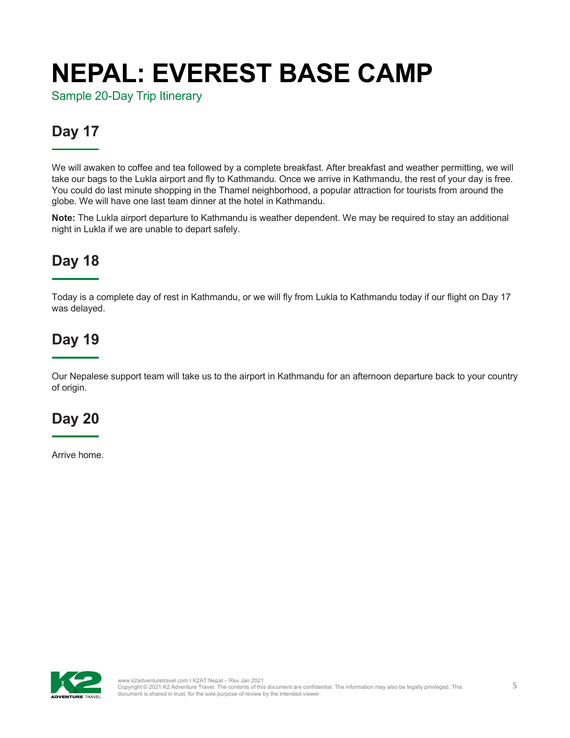# NEPAL: EVEREST BASE CAMP

Sample 20-Day Trip Itinerary

## Day 17

We will awaken to coffee and tea followed by a complete breakfast. After breakfast and weather permitting, we will take our bags to the Lukla airport and fly to Kathmandu. Once we arrive in Kathmandu, the rest of your day is free. You could do last minute shopping in the Thamel neighborhood, a popular attraction for tourists from around the globe. We will have one last team dinner at the hotel in Kathmandu.

**Note:** The Lukla airport departure to Kathmandu is weather dependent. We may be required to stay an additional night in Lukla if we are unable to depart safely.

## Day 18

Today is a complete day of rest in Kathmandu, or we will fly from Lukla to Kathmandu today if our flight on Day 17 was delayed.

## Day 19

Our Nepalese support team will take us to the airport in Kathmandu for an afternoon departure back to your country of origin.

## Day 20

Arrive home.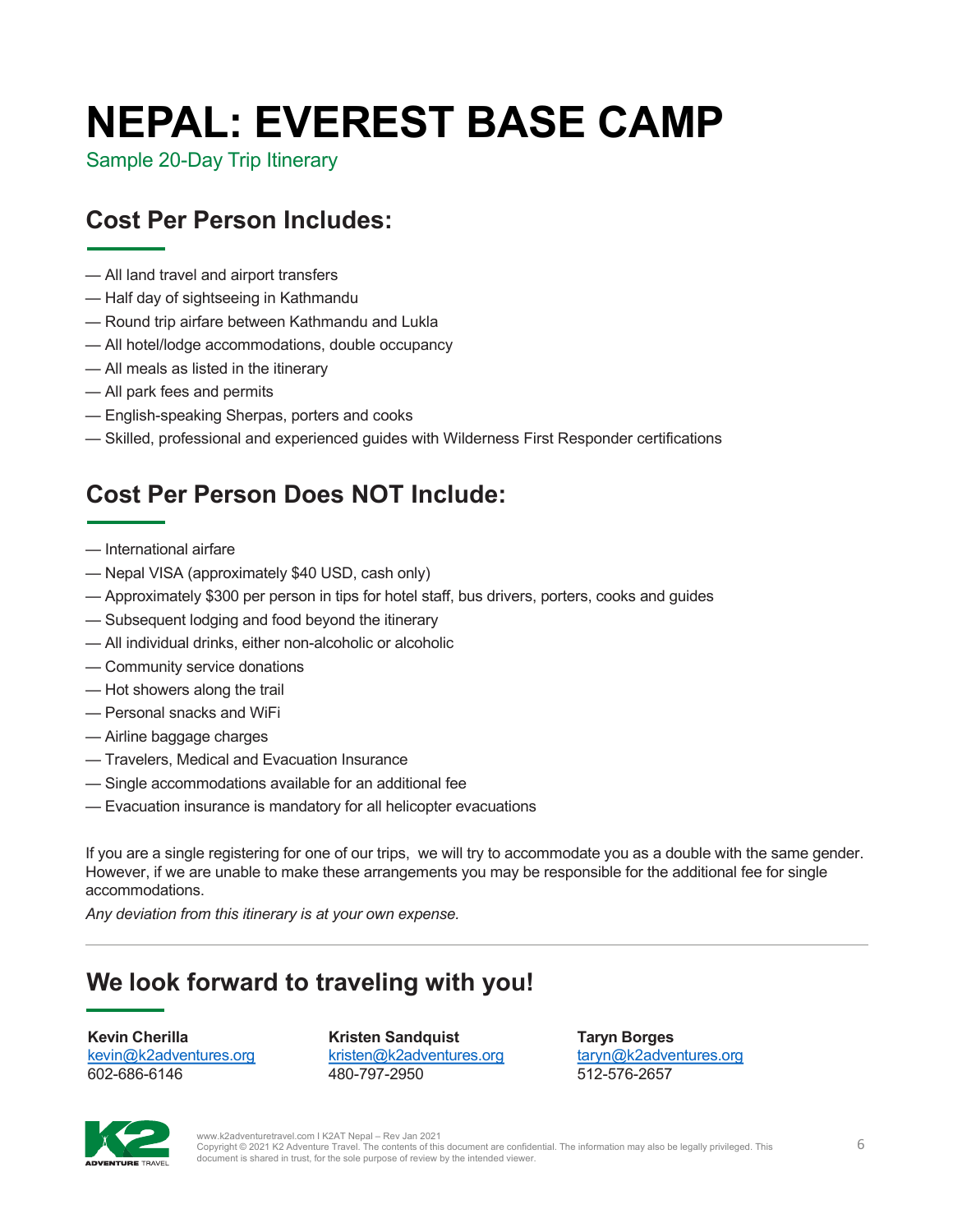# NEPAL: EVEREST BASE CAMP

Sample 20-Day Trip Itinerary

## Cost Per Person Includes:

— All land travel and airport transfers
— Half day of sightseeing in Kathmandu
— Round trip airfare between Kathmandu and Lukla
— All hotel/lodge accommodations, double occupancy
— All meals as listed in the itinerary
— All park fees and permits
— English-speaking Sherpas, porters and cooks
— Skilled, professional and experienced guides with Wilderness First Responder certifications

## Cost Per Person Does NOT Include:

— International airfare
— Nepal VISA (approximately $40 USD, cash only)
— Approximately $300 per person in tips for hotel staff, bus drivers, porters, cooks and guides
— Subsequent lodging and food beyond the itinerary
— All individual drinks, either non-alcoholic or alcoholic
— Community service donations
— Hot showers along the trail
— Personal snacks and WiFi
— Airline baggage charges
— Travelers, Medical and Evacuation Insurance
— Single accommodations available for an additional fee
— Evacuation insurance is mandatory for all helicopter evacuations

If you are a single registering for one of our trips, we will try to accommodate you as a double with the same gender. However, if we are unable to make these arrangements you may be responsible for the additional fee for single accommodations.

*Any deviation from this itinerary is at your own expense.*

---

## We look forward to traveling with you!

**Kevin Cherilla**
kevin@k2adventures.org
602-686-6146

**Kristen Sandquist**
kristen@k2adventures.org
480-797-2950

**Taryn Borges**
taryn@k2adventures.org
512-576-2657

www.k2adventuretravel.com I K2AT Nepal – Rev Jan 2021
Copyright © 2021 K2 Adventure Travel. The contents of this document are confidential. The information may also be legally privileged. This document is shared in trust, for the sole purpose of review by the intended viewer.